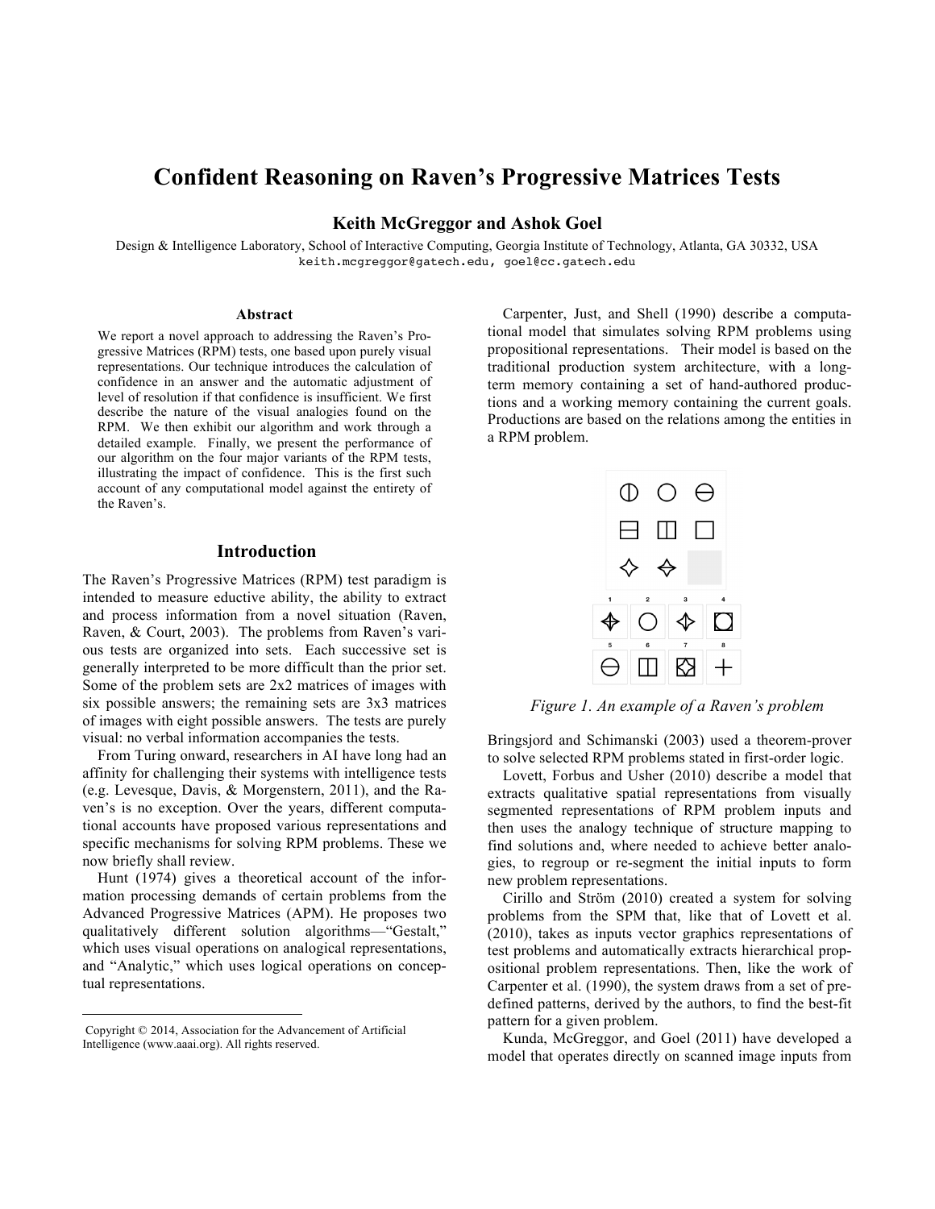# Confident Reasoning on Raven's Progressive Matrices Tests

**Keith McGreggor and Ashok Goel**

Design & Intelligence Laboratory, School of Interactive Computing, Georgia Institute of Technology, Atlanta, GA 30332, USA
keith.mcgreggor@gatech.edu, goel@cc.gatech.edu

### Abstract

We report a novel approach to addressing the Raven's Progressive Matrices (RPM) tests, one based upon purely visual representations. Our technique introduces the calculation of confidence in an answer and the automatic adjustment of level of resolution if that confidence is insufficient. We first describe the nature of the visual analogies found on the RPM. We then exhibit our algorithm and work through a detailed example. Finally, we present the performance of our algorithm on the four major variants of the RPM tests, illustrating the impact of confidence. This is the first such account of any computational model against the entirety of the Raven's.

## Introduction

The Raven's Progressive Matrices (RPM) test paradigm is intended to measure eductive ability, the ability to extract and process information from a novel situation (Raven, Raven, & Court, 2003). The problems from Raven's various tests are organized into sets. Each successive set is generally interpreted to be more difficult than the prior set. Some of the problem sets are 2x2 matrices of images with six possible answers; the remaining sets are 3x3 matrices of images with eight possible answers. The tests are purely visual: no verbal information accompanies the tests.

From Turing onward, researchers in AI have long had an affinity for challenging their systems with intelligence tests (e.g. Levesque, Davis, & Morgenstern, 2011), and the Raven's is no exception. Over the years, different computational accounts have proposed various representations and specific mechanisms for solving RPM problems. These we now briefly shall review.

Hunt (1974) gives a theoretical account of the information processing demands of certain problems from the Advanced Progressive Matrices (APM). He proposes two qualitatively different solution algorithms—"Gestalt," which uses visual operations on analogical representations, and "Analytic," which uses logical operations on conceptual representations.

Carpenter, Just, and Shell (1990) describe a computational model that simulates solving RPM problems using propositional representations. Their model is based on the traditional production system architecture, with a long-term memory containing a set of hand-authored productions and a working memory containing the current goals. Productions are based on the relations among the entities in a RPM problem.

*Figure 1. An example of a Raven's problem*

Bringsjord and Schimanski (2003) used a theorem-prover to solve selected RPM problems stated in first-order logic.

Lovett, Forbus and Usher (2010) describe a model that extracts qualitative spatial representations from visually segmented representations of RPM problem inputs and then uses the analogy technique of structure mapping to find solutions and, where needed to achieve better analogies, to regroup or re-segment the initial inputs to form new problem representations.

Cirillo and Ström (2010) created a system for solving problems from the SPM that, like that of Lovett et al. (2010), takes as inputs vector graphics representations of test problems and automatically extracts hierarchical propositional problem representations. Then, like the work of Carpenter et al. (1990), the system draws from a set of predefined patterns, derived by the authors, to find the best-fit pattern for a given problem.

Kunda, McGreggor, and Goel (2011) have developed a model that operates directly on scanned image inputs from

Copyright © 2014, Association for the Advancement of Artificial Intelligence (www.aaai.org). All rights reserved.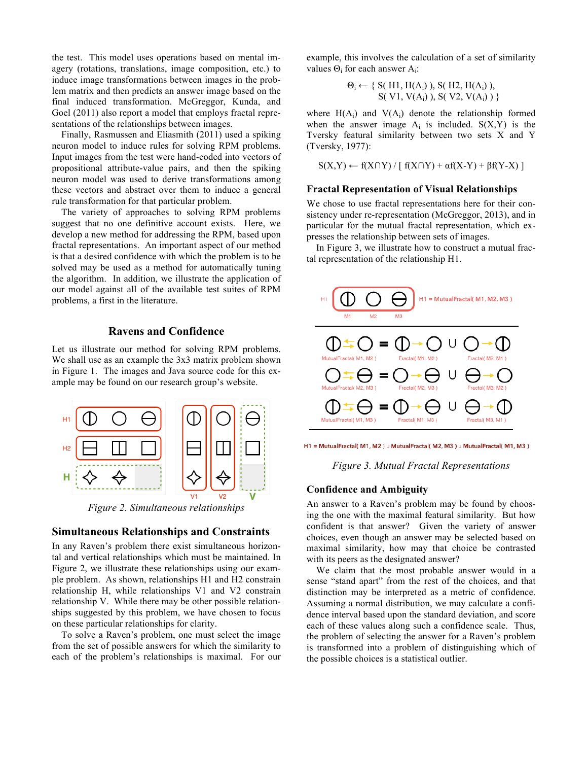the test. This model uses operations based on mental imagery (rotations, translations, image composition, etc.) to induce image transformations between images in the problem matrix and then predicts an answer image based on the final induced transformation. McGreggor, Kunda, and Goel (2011) also report a model that employs fractal representations of the relationships between images.

Finally, Rasmussen and Eliasmith (2011) used a spiking neuron model to induce rules for solving RPM problems. Input images from the test were hand-coded into vectors of propositional attribute-value pairs, and then the spiking neuron model was used to derive transformations among these vectors and abstract over them to induce a general rule transformation for that particular problem.

The variety of approaches to solving RPM problems suggest that no one definitive account exists. Here, we develop a new method for addressing the RPM, based upon fractal representations. An important aspect of our method is that a desired confidence with which the problem is to be solved may be used as a method for automatically tuning the algorithm. In addition, we illustrate the application of our model against all of the available test suites of RPM problems, a first in the literature.

## Ravens and Confidence

Let us illustrate our method for solving RPM problems. We shall use as an example the 3x3 matrix problem shown in Figure 1. The images and Java source code for this example may be found on our research group's website.

*Figure 2. Simultaneous relationships*

### Simultaneous Relationships and Constraints

In any Raven's problem there exist simultaneous horizontal and vertical relationships which must be maintained. In Figure 2, we illustrate these relationships using our example problem. As shown, relationships H1 and H2 constrain relationship H, while relationships V1 and V2 constrain relationship V. While there may be other possible relationships suggested by this problem, we have chosen to focus on these particular relationships for clarity.

To solve a Raven's problem, one must select the image from the set of possible answers for which the similarity to each of the problem's relationships is maximal. For our example, this involves the calculation of a set of similarity values $\Theta_i$ for each answer $A_i$:

$$\Theta_i \leftarrow \{ S(H1, H(A_i)), S(H2, H(A_i)), S(V1, V(A_i)), S(V2, V(A_i)) \}$$

where $H(A_i)$ and $V(A_i)$ denote the relationship formed when the answer image $A_i$ is included. $S(X,Y)$ is the Tversky featural similarity between two sets X and Y (Tversky, 1977):

$$S(X,Y) \leftarrow f(X \cap Y) / [ f(X \cap Y) + \alpha f(X-Y) + \beta f(Y-X) ]$$

### Fractal Representation of Visual Relationships

We chose to use fractal representations here for their consistency under re-representation (McGreggor, 2013), and in particular for the mutual fractal representation, which expresses the relationship between sets of images.

In Figure 3, we illustrate how to construct a mutual fractal representation of the relationship H1.

*Figure 3. Mutual Fractal Representations*

### Confidence and Ambiguity

An answer to a Raven's problem may be found by choosing the one with the maximal featural similarity. But how confident is that answer? Given the variety of answer choices, even though an answer may be selected based on maximal similarity, how may that choice be contrasted with its peers as the designated answer?

We claim that the most probable answer would in a sense "stand apart" from the rest of the choices, and that distinction may be interpreted as a metric of confidence. Assuming a normal distribution, we may calculate a confidence interval based upon the standard deviation, and score each of these values along such a confidence scale. Thus, the problem of selecting the answer for a Raven's problem is transformed into a problem of distinguishing which of the possible choices is a statistical outlier.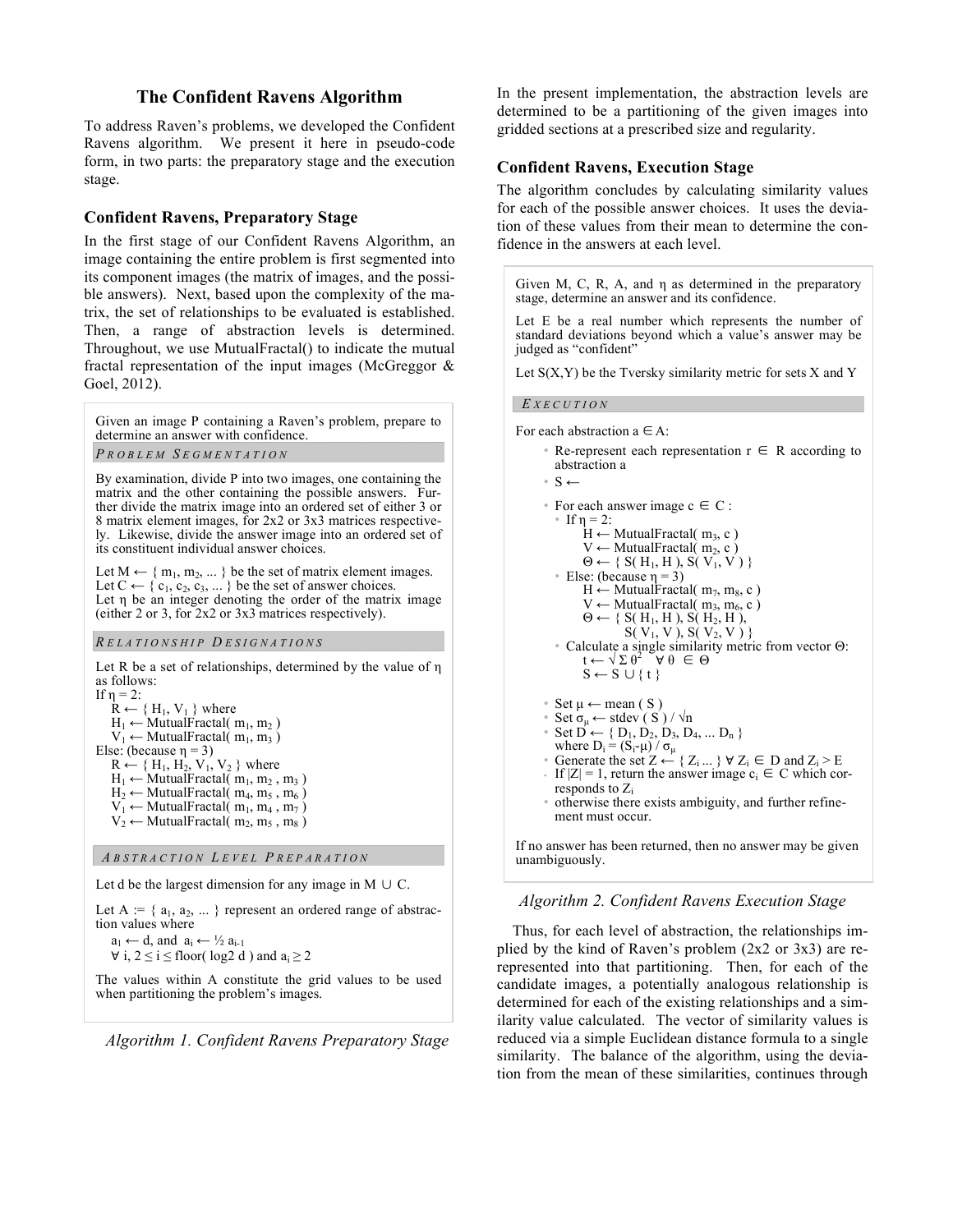## The Confident Ravens Algorithm

To address Raven's problems, we developed the Confident Ravens algorithm. We present it here in pseudo-code form, in two parts: the preparatory stage and the execution stage.

### Confident Ravens, Preparatory Stage

In the first stage of our Confident Ravens Algorithm, an image containing the entire problem is first segmented into its component images (the matrix of images, and the possible answers). Next, based upon the complexity of the matrix, the set of relationships to be evaluated is established. Then, a range of abstraction levels is determined. Throughout, we use MutualFractal() to indicate the mutual fractal representation of the input images (McGreggor & Goel, 2012).

Given an image P containing a Raven's problem, prepare to determine an answer with confidence.

*PROBLEM SEGMENTATION*

By examination, divide P into two images, one containing the matrix and the other containing the possible answers. Further divide the matrix image into an ordered set of either 3 or 8 matrix element images, for 2x2 or 3x3 matrices respectively. Likewise, divide the answer image into an ordered set of its constituent individual answer choices.

Let $M \leftarrow \{ m_1, m_2, ... \}$ be the set of matrix element images.
Let $C \leftarrow \{ c_1, c_2, c_3, ... \}$ be the set of answer choices.
Let $\eta$ be an integer denoting the order of the matrix image (either 2 or 3, for 2x2 or 3x3 matrices respectively).

*RELATIONSHIP DESIGNATIONS*

Let R be a set of relationships, determined by the value of $\eta$ as follows:

If $\eta = 2$:
- $R \leftarrow \{ H_1, V_1 \}$ where
- $H_1 \leftarrow$ MutualFractal( $m_1, m_2$ )
- $V_1 \leftarrow$ MutualFractal( $m_1, m_3$ )

Else: (because $\eta = 3$)
- $R \leftarrow \{ H_1, H_2, V_1, V_2 \}$ where
- $H_1 \leftarrow$ MutualFractal( $m_1, m_2, m_3$ )
- $H_2 \leftarrow$ MutualFractal( $m_4, m_5, m_6$ )
- $V_1 \leftarrow$ MutualFractal( $m_1, m_4, m_7$ )
- $V_2 \leftarrow$ MutualFractal( $m_2, m_5, m_8$ )

*ABSTRACTION LEVEL PREPARATION*

Let d be the largest dimension for any image in $M \cup C$.

Let $A := \{ a_1, a_2, ... \}$ represent an ordered range of abstraction values where

$a_1 \leftarrow d$, and $a_i \leftarrow \frac{1}{2} a_{i-1}$
$\forall\, i, 2 \le i \le \text{floor}(\log 2\ d)$ and $a_i \ge 2$

The values within A constitute the grid values to be used when partitioning the problem's images.

*Algorithm 1. Confident Ravens Preparatory Stage*

In the present implementation, the abstraction levels are determined to be a partitioning of the given images into gridded sections at a prescribed size and regularity.

### Confident Ravens, Execution Stage

The algorithm concludes by calculating similarity values for each of the possible answer choices. It uses the deviation of these values from their mean to determine the confidence in the answers at each level.

Given M, C, R, A, and $\eta$ as determined in the preparatory stage, determine an answer and its confidence.

Let E be a real number which represents the number of standard deviations beyond which a value's answer may be judged as "confident"

Let S(X,Y) be the Tversky similarity metric for sets X and Y

*EXECUTION*

For each abstraction $a \in A$:

- Re-represent each representation $r \in R$ according to abstraction a
- $S \leftarrow$
- For each answer image $c \in C$ :
  - If $\eta = 2$:
    - $H \leftarrow$ MutualFractal( $m_3$, c )
    - $V \leftarrow$ MutualFractal( $m_2$, c )
    - $\Theta \leftarrow \{ S( H_1, H ), S( V_1, V ) \}$
  - Else: (because $\eta = 3$)
    - $H \leftarrow$ MutualFractal( $m_7, m_8$, c )
    - $V \leftarrow$ MutualFractal( $m_3, m_6$, c )
    - $\Theta \leftarrow \{ S( H_1, H ), S( H_2, H ), S( V_1, V ), S( V_2, V ) \}$
  - Calculate a single similarity metric from vector $\Theta$:
    - $t \leftarrow \sqrt{\Sigma\, \theta^2} \quad \forall\, \theta \in \Theta$
    - $S \leftarrow S \cup \{ t \}$
- Set $\mu \leftarrow$ mean ( S )
- Set $\sigma_\mu \leftarrow$ stdev ( S ) / $\sqrt{n}$
- Set $D \leftarrow \{ D_1, D_2, D_3, D_4, ... D_n \}$ where $D_i = (S_i - \mu) / \sigma_\mu$
- Generate the set $Z \leftarrow \{ Z_i ... \}\ \forall\, Z_i \in D$ and $Z_i > E$
- If $|Z| = 1$, return the answer image $c_i \in C$ which corresponds to $Z_i$
- otherwise there exists ambiguity, and further refinement must occur.

If no answer has been returned, then no answer may be given unambiguously.

*Algorithm 2. Confident Ravens Execution Stage*

Thus, for each level of abstraction, the relationships implied by the kind of Raven's problem (2x2 or 3x3) are re-represented into that partitioning. Then, for each of the candidate images, a potentially analogous relationship is determined for each of the existing relationships and a similarity value calculated. The vector of similarity values is reduced via a simple Euclidean distance formula to a single similarity. The balance of the algorithm, using the deviation from the mean of these similarities, continues through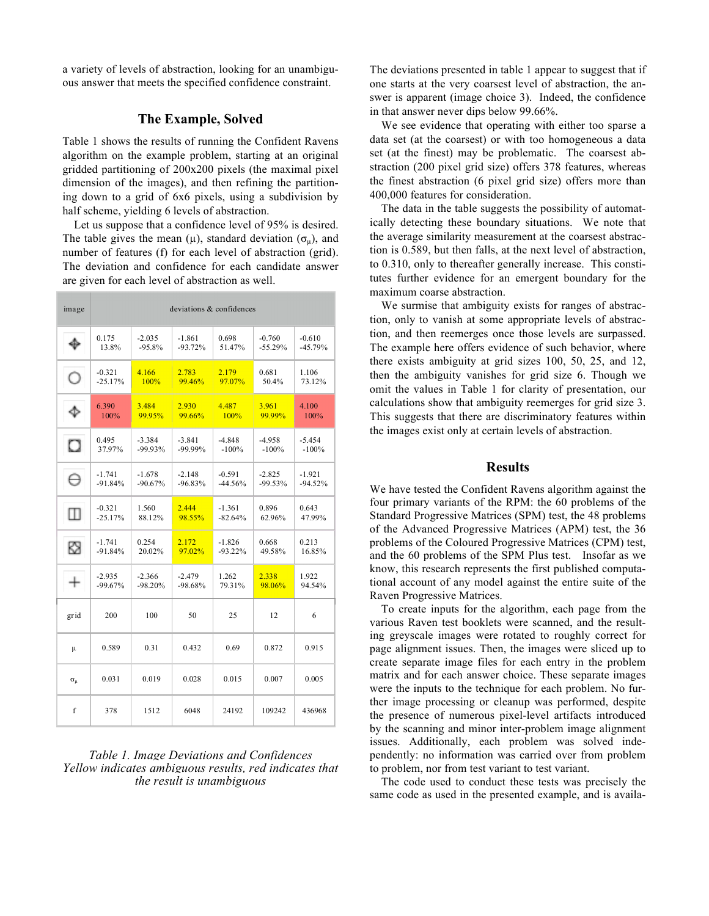a variety of levels of abstraction, looking for an unambiguous answer that meets the specified confidence constraint.

## The Example, Solved

Table 1 shows the results of running the Confident Ravens algorithm on the example problem, starting at an original gridded partitioning of 200x200 pixels (the maximal pixel dimension of the images), and then refining the partitioning down to a grid of 6x6 pixels, using a subdivision by half scheme, yielding 6 levels of abstraction.

Let us suppose that a confidence level of 95% is desired. The table gives the mean ($\mu$), standard deviation ($\sigma_\mu$), and number of features (f) for each level of abstraction (grid). The deviation and confidence for each candidate answer are given for each level of abstraction as well.

| image | deviations & confidences | | | | | |
|---|---|---|---|---|---|---|
| | 0.175 13.8% | -2.035 -95.8% | -1.861 -93.72% | 0.698 51.47% | -0.760 -55.29% | -0.610 -45.79% |
| | -0.321 -25.17% | 4.166 100% | 2.783 99.46% | 2.179 97.07% | 0.681 50.4% | 1.106 73.12% |
| | 6.390 100% | 3.484 99.95% | 2.930 99.66% | 4.487 100% | 3.961 99.99% | 4.100 100% |
| | 0.495 37.97% | -3.384 -99.93% | -3.841 -99.99% | -4.848 -100% | -4.958 -100% | -5.454 -100% |
| | -1.741 -91.84% | -1.678 -90.67% | -2.148 -96.83% | -0.591 -44.56% | -2.825 -99.53% | -1.921 -94.52% |
| | -0.321 -25.17% | 1.560 88.12% | 2.444 98.55% | -1.361 -82.64% | 0.896 62.96% | 0.643 47.99% |
| | -1.741 -91.84% | 0.254 20.02% | 2.172 97.02% | -1.826 -93.22% | 0.668 49.58% | 0.213 16.85% |
| | -2.935 -99.67% | -2.366 -98.20% | -2.479 -98.68% | 1.262 79.31% | 2.338 98.06% | 1.922 94.54% |
| grid | 200 | 100 | 50 | 25 | 12 | 6 |
| $\mu$ | 0.589 | 0.31 | 0.432 | 0.69 | 0.872 | 0.915 |
| $\sigma_\mu$ | 0.031 | 0.019 | 0.028 | 0.015 | 0.007 | 0.005 |
| f | 378 | 1512 | 6048 | 24192 | 109242 | 436968 |

*Table 1. Image Deviations and Confidences*
*Yellow indicates ambiguous results, red indicates that the result is unambiguous*

The deviations presented in table 1 appear to suggest that if one starts at the very coarsest level of abstraction, the answer is apparent (image choice 3). Indeed, the confidence in that answer never dips below 99.66%.

We see evidence that operating with either too sparse a data set (at the coarsest) or with too homogeneous a data set (at the finest) may be problematic. The coarsest abstraction (200 pixel grid size) offers 378 features, whereas the finest abstraction (6 pixel grid size) offers more than 400,000 features for consideration.

The data in the table suggests the possibility of automatically detecting these boundary situations. We note that the average similarity measurement at the coarsest abstraction is 0.589, but then falls, at the next level of abstraction, to 0.310, only to thereafter generally increase. This constitutes further evidence for an emergent boundary for the maximum coarse abstraction.

We surmise that ambiguity exists for ranges of abstraction, only to vanish at some appropriate levels of abstraction, and then reemerges once those levels are surpassed. The example here offers evidence of such behavior, where there exists ambiguity at grid sizes 100, 50, 25, and 12, then the ambiguity vanishes for grid size 6. Though we omit the values in Table 1 for clarity of presentation, our calculations show that ambiguity reemerges for grid size 3. This suggests that there are discriminatory features within the images exist only at certain levels of abstraction.

## Results

We have tested the Confident Ravens algorithm against the four primary variants of the RPM: the 60 problems of the Standard Progressive Matrices (SPM) test, the 48 problems of the Advanced Progressive Matrices (APM) test, the 36 problems of the Coloured Progressive Matrices (CPM) test, and the 60 problems of the SPM Plus test. Insofar as we know, this research represents the first published computational account of any model against the entire suite of the Raven Progressive Matrices.

To create inputs for the algorithm, each page from the various Raven test booklets were scanned, and the resulting greyscale images were rotated to roughly correct for page alignment issues. Then, the images were sliced up to create separate image files for each entry in the problem matrix and for each answer choice. These separate images were the inputs to the technique for each problem. No further image processing or cleanup was performed, despite the presence of numerous pixel-level artifacts introduced by the scanning and minor inter-problem image alignment issues. Additionally, each problem was solved independently: no information was carried over from problem to problem, nor from test variant to test variant.

The code used to conduct these tests was precisely the same code as used in the presented example, and is availa-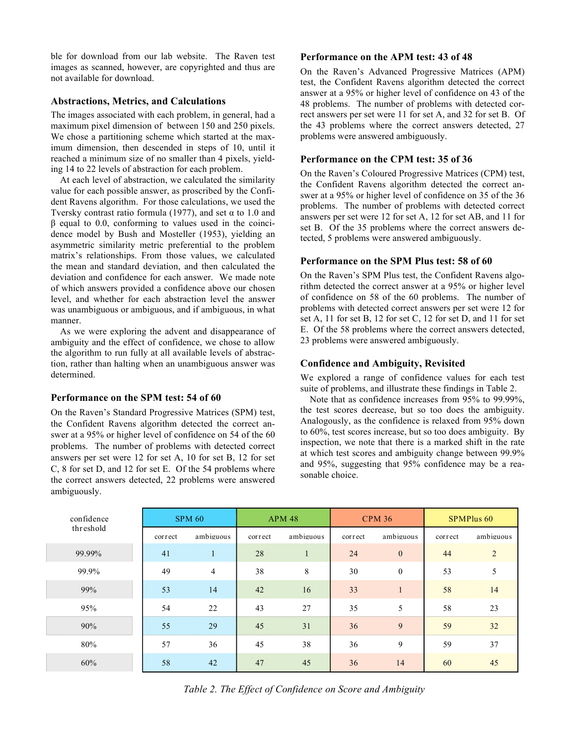ble for download from our lab website. The Raven test images as scanned, however, are copyrighted and thus are not available for download.

### Abstractions, Metrics, and Calculations

The images associated with each problem, in general, had a maximum pixel dimension of between 150 and 250 pixels. We chose a partitioning scheme which started at the maximum dimension, then descended in steps of 10, until it reached a minimum size of no smaller than 4 pixels, yielding 14 to 22 levels of abstraction for each problem.

At each level of abstraction, we calculated the similarity value for each possible answer, as proscribed by the Confident Ravens algorithm. For those calculations, we used the Tversky contrast ratio formula (1977), and set $\alpha$ to 1.0 and $\beta$ equal to 0.0, conforming to values used in the coincidence model by Bush and Mosteller (1953), yielding an asymmetric similarity metric preferential to the problem matrix's relationships. From those values, we calculated the mean and standard deviation, and then calculated the deviation and confidence for each answer. We made note of which answers provided a confidence above our chosen level, and whether for each abstraction level the answer was unambiguous or ambiguous, and if ambiguous, in what manner.

As we were exploring the advent and disappearance of ambiguity and the effect of confidence, we chose to allow the algorithm to run fully at all available levels of abstraction, rather than halting when an unambiguous answer was determined.

### Performance on the SPM test: 54 of 60

On the Raven's Standard Progressive Matrices (SPM) test, the Confident Ravens algorithm detected the correct answer at a 95% or higher level of confidence on 54 of the 60 problems. The number of problems with detected correct answers per set were 12 for set A, 10 for set B, 12 for set C, 8 for set D, and 12 for set E. Of the 54 problems where the correct answers detected, 22 problems were answered ambiguously.

### Performance on the APM test: 43 of 48

On the Raven's Advanced Progressive Matrices (APM) test, the Confident Ravens algorithm detected the correct answer at a 95% or higher level of confidence on 43 of the 48 problems. The number of problems with detected correct answers per set were 11 for set A, and 32 for set B. Of the 43 problems where the correct answers detected, 27 problems were answered ambiguously.

### Performance on the CPM test: 35 of 36

On the Raven's Coloured Progressive Matrices (CPM) test, the Confident Ravens algorithm detected the correct answer at a 95% or higher level of confidence on 35 of the 36 problems. The number of problems with detected correct answers per set were 12 for set A, 12 for set AB, and 11 for set B. Of the 35 problems where the correct answers detected, 5 problems were answered ambiguously.

### Performance on the SPM Plus test: 58 of 60

On the Raven's SPM Plus test, the Confident Ravens algorithm detected the correct answer at a 95% or higher level of confidence on 58 of the 60 problems. The number of problems with detected correct answers per set were 12 for set A, 11 for set B, 12 for set C, 12 for set D, and 11 for set E. Of the 58 problems where the correct answers detected, 23 problems were answered ambiguously.

### Confidence and Ambiguity, Revisited

We explored a range of confidence values for each test suite of problems, and illustrate these findings in Table 2.

Note that as confidence increases from 95% to 99.99%, the test scores decrease, but so too does the ambiguity. Analogously, as the confidence is relaxed from 95% down to 60%, test scores increase, but so too does ambiguity. By inspection, we note that there is a marked shift in the rate at which test scores and ambiguity change between 99.9% and 95%, suggesting that 95% confidence may be a reasonable choice.

| confidence threshold | SPM 60 | | APM 48 | | CPM 36 | | SPMPlus 60 | |
|---|---|---|---|---|---|---|---|---|
| | correct | ambiguous | correct | ambiguous | correct | ambiguous | correct | ambiguous |
| 99.99% | 41 | 1 | 28 | 1 | 24 | 0 | 44 | 2 |
| 99.9% | 49 | 4 | 38 | 8 | 30 | 0 | 53 | 5 |
| 99% | 53 | 14 | 42 | 16 | 33 | 1 | 58 | 14 |
| 95% | 54 | 22 | 43 | 27 | 35 | 5 | 58 | 23 |
| 90% | 55 | 29 | 45 | 31 | 36 | 9 | 59 | 32 |
| 80% | 57 | 36 | 45 | 38 | 36 | 9 | 59 | 37 |
| 60% | 58 | 42 | 47 | 45 | 36 | 14 | 60 | 45 |

*Table 2. The Effect of Confidence on Score and Ambiguity*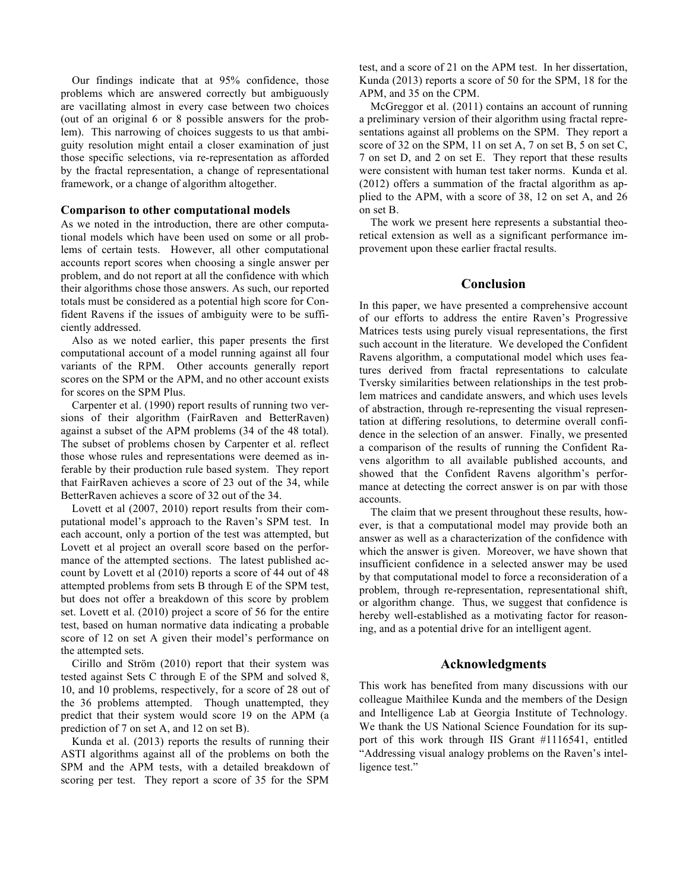Our findings indicate that at 95% confidence, those problems which are answered correctly but ambiguously are vacillating almost in every case between two choices (out of an original 6 or 8 possible answers for the problem). This narrowing of choices suggests to us that ambiguity resolution might entail a closer examination of just those specific selections, via re-representation as afforded by the fractal representation, a change of representational framework, or a change of algorithm altogether.

### Comparison to other computational models

As we noted in the introduction, there are other computational models which have been used on some or all problems of certain tests. However, all other computational accounts report scores when choosing a single answer per problem, and do not report at all the confidence with which their algorithms chose those answers. As such, our reported totals must be considered as a potential high score for Confident Ravens if the issues of ambiguity were to be sufficiently addressed.

Also as we noted earlier, this paper presents the first computational account of a model running against all four variants of the RPM. Other accounts generally report scores on the SPM or the APM, and no other account exists for scores on the SPM Plus.

Carpenter et al. (1990) report results of running two versions of their algorithm (FairRaven and BetterRaven) against a subset of the APM problems (34 of the 48 total). The subset of problems chosen by Carpenter et al. reflect those whose rules and representations were deemed as inferable by their production rule based system. They report that FairRaven achieves a score of 23 out of the 34, while BetterRaven achieves a score of 32 out of the 34.

Lovett et al (2007, 2010) report results from their computational model's approach to the Raven's SPM test. In each account, only a portion of the test was attempted, but Lovett et al project an overall score based on the performance of the attempted sections. The latest published account by Lovett et al (2010) reports a score of 44 out of 48 attempted problems from sets B through E of the SPM test, but does not offer a breakdown of this score by problem set. Lovett et al. (2010) project a score of 56 for the entire test, based on human normative data indicating a probable score of 12 on set A given their model's performance on the attempted sets.

Cirillo and Ström (2010) report that their system was tested against Sets C through E of the SPM and solved 8, 10, and 10 problems, respectively, for a score of 28 out of the 36 problems attempted. Though unattempted, they predict that their system would score 19 on the APM (a prediction of 7 on set A, and 12 on set B).

Kunda et al. (2013) reports the results of running their ASTI algorithms against all of the problems on both the SPM and the APM tests, with a detailed breakdown of scoring per test. They report a score of 35 for the SPM test, and a score of 21 on the APM test. In her dissertation, Kunda (2013) reports a score of 50 for the SPM, 18 for the APM, and 35 on the CPM.

McGreggor et al. (2011) contains an account of running a preliminary version of their algorithm using fractal representations against all problems on the SPM. They report a score of 32 on the SPM, 11 on set A, 7 on set B, 5 on set C, 7 on set D, and 2 on set E. They report that these results were consistent with human test taker norms. Kunda et al. (2012) offers a summation of the fractal algorithm as applied to the APM, with a score of 38, 12 on set A, and 26 on set B.

The work we present here represents a substantial theoretical extension as well as a significant performance improvement upon these earlier fractal results.

## Conclusion

In this paper, we have presented a comprehensive account of our efforts to address the entire Raven's Progressive Matrices tests using purely visual representations, the first such account in the literature. We developed the Confident Ravens algorithm, a computational model which uses features derived from fractal representations to calculate Tversky similarities between relationships in the test problem matrices and candidate answers, and which uses levels of abstraction, through re-representing the visual representation at differing resolutions, to determine overall confidence in the selection of an answer. Finally, we presented a comparison of the results of running the Confident Ravens algorithm to all available published accounts, and showed that the Confident Ravens algorithm's performance at detecting the correct answer is on par with those accounts.

The claim that we present throughout these results, however, is that a computational model may provide both an answer as well as a characterization of the confidence with which the answer is given. Moreover, we have shown that insufficient confidence in a selected answer may be used by that computational model to force a reconsideration of a problem, through re-representation, representational shift, or algorithm change. Thus, we suggest that confidence is hereby well-established as a motivating factor for reasoning, and as a potential drive for an intelligent agent.

## Acknowledgments

This work has benefited from many discussions with our colleague Maithilee Kunda and the members of the Design and Intelligence Lab at Georgia Institute of Technology. We thank the US National Science Foundation for its support of this work through IIS Grant #1116541, entitled "Addressing visual analogy problems on the Raven's intelligence test."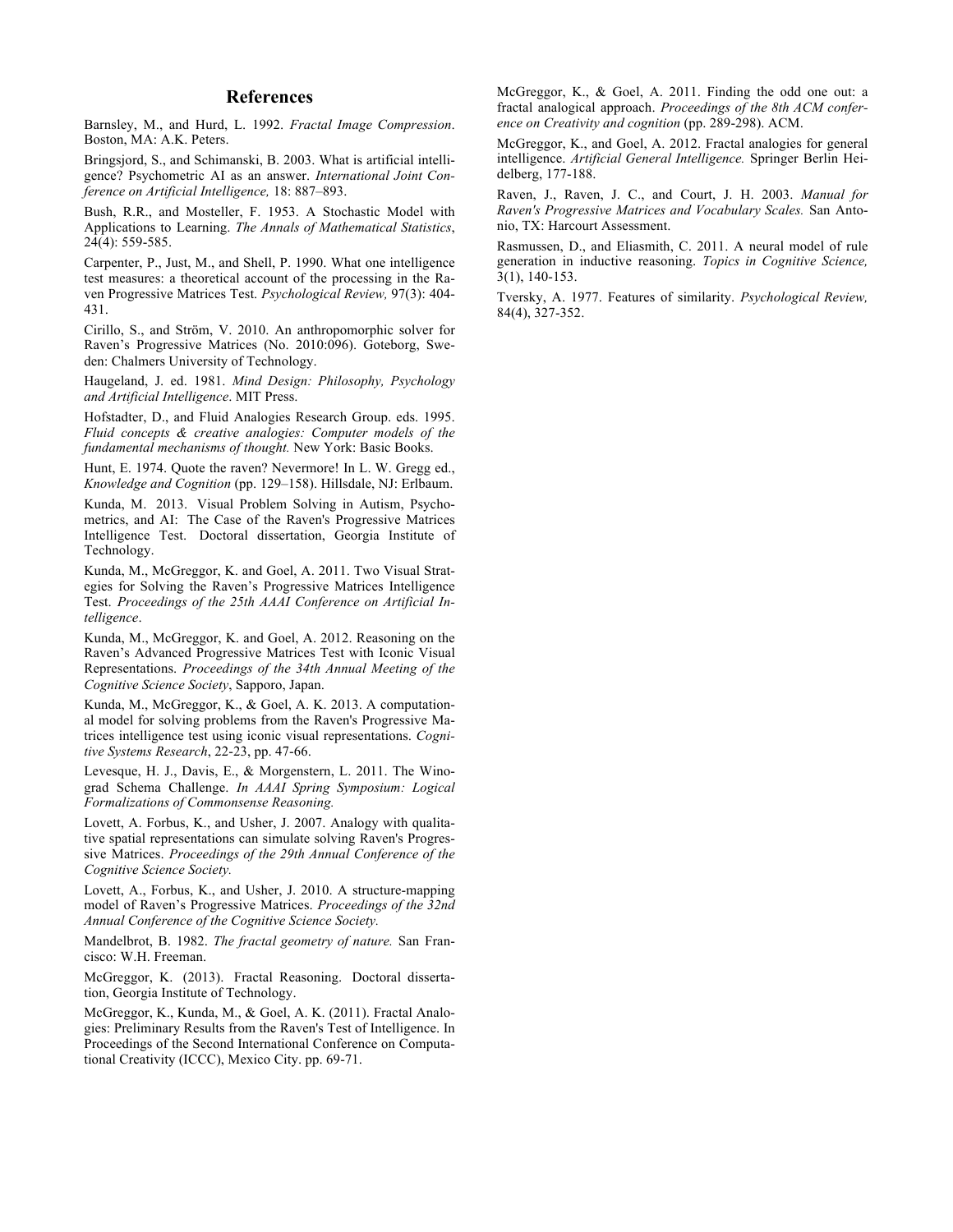## References

Barnsley, M., and Hurd, L. 1992. *Fractal Image Compression*. Boston, MA: A.K. Peters.

Bringsjord, S., and Schimanski, B. 2003. What is artificial intelligence? Psychometric AI as an answer. *International Joint Conference on Artificial Intelligence,* 18: 887–893.

Bush, R.R., and Mosteller, F. 1953. A Stochastic Model with Applications to Learning. *The Annals of Mathematical Statistics*, 24(4): 559-585.

Carpenter, P., Just, M., and Shell, P. 1990. What one intelligence test measures: a theoretical account of the processing in the Raven Progressive Matrices Test. *Psychological Review,* 97(3): 404-431.

Cirillo, S., and Ström, V. 2010. An anthropomorphic solver for Raven's Progressive Matrices (No. 2010:096). Goteborg, Sweden: Chalmers University of Technology.

Haugeland, J. ed. 1981. *Mind Design: Philosophy, Psychology and Artificial Intelligence*. MIT Press.

Hofstadter, D., and Fluid Analogies Research Group. eds. 1995. *Fluid concepts & creative analogies: Computer models of the fundamental mechanisms of thought.* New York: Basic Books.

Hunt, E. 1974. Quote the raven? Nevermore! In L. W. Gregg ed., *Knowledge and Cognition* (pp. 129–158). Hillsdale, NJ: Erlbaum.

Kunda, M. 2013. Visual Problem Solving in Autism, Psychometrics, and AI: The Case of the Raven's Progressive Matrices Intelligence Test. Doctoral dissertation, Georgia Institute of Technology.

Kunda, M., McGreggor, K. and Goel, A. 2011. Two Visual Strategies for Solving the Raven's Progressive Matrices Intelligence Test. *Proceedings of the 25th AAAI Conference on Artificial Intelligence*.

Kunda, M., McGreggor, K. and Goel, A. 2012. Reasoning on the Raven's Advanced Progressive Matrices Test with Iconic Visual Representations. *Proceedings of the 34th Annual Meeting of the Cognitive Science Society*, Sapporo, Japan.

Kunda, M., McGreggor, K., & Goel, A. K. 2013. A computational model for solving problems from the Raven's Progressive Matrices intelligence test using iconic visual representations. *Cognitive Systems Research*, 22-23, pp. 47-66.

Levesque, H. J., Davis, E., & Morgenstern, L. 2011. The Winograd Schema Challenge. *In AAAI Spring Symposium: Logical Formalizations of Commonsense Reasoning.*

Lovett, A. Forbus, K., and Usher, J. 2007. Analogy with qualitative spatial representations can simulate solving Raven's Progressive Matrices. *Proceedings of the 29th Annual Conference of the Cognitive Science Society.*

Lovett, A., Forbus, K., and Usher, J. 2010. A structure-mapping model of Raven's Progressive Matrices. *Proceedings of the 32nd Annual Conference of the Cognitive Science Society.*

Mandelbrot, B. 1982. *The fractal geometry of nature.* San Francisco: W.H. Freeman.

McGreggor, K. (2013). Fractal Reasoning. Doctoral dissertation, Georgia Institute of Technology.

McGreggor, K., Kunda, M., & Goel, A. K. (2011). Fractal Analogies: Preliminary Results from the Raven's Test of Intelligence. In Proceedings of the Second International Conference on Computational Creativity (ICCC), Mexico City. pp. 69-71.

McGreggor, K., & Goel, A. 2011. Finding the odd one out: a fractal analogical approach. *Proceedings of the 8th ACM conference on Creativity and cognition* (pp. 289-298). ACM.

McGreggor, K., and Goel, A. 2012. Fractal analogies for general intelligence. *Artificial General Intelligence.* Springer Berlin Heidelberg, 177-188.

Raven, J., Raven, J. C., and Court, J. H. 2003. *Manual for Raven's Progressive Matrices and Vocabulary Scales.* San Antonio, TX: Harcourt Assessment.

Rasmussen, D., and Eliasmith, C. 2011. A neural model of rule generation in inductive reasoning. *Topics in Cognitive Science,* 3(1), 140-153.

Tversky, A. 1977. Features of similarity. *Psychological Review,* 84(4), 327-352.